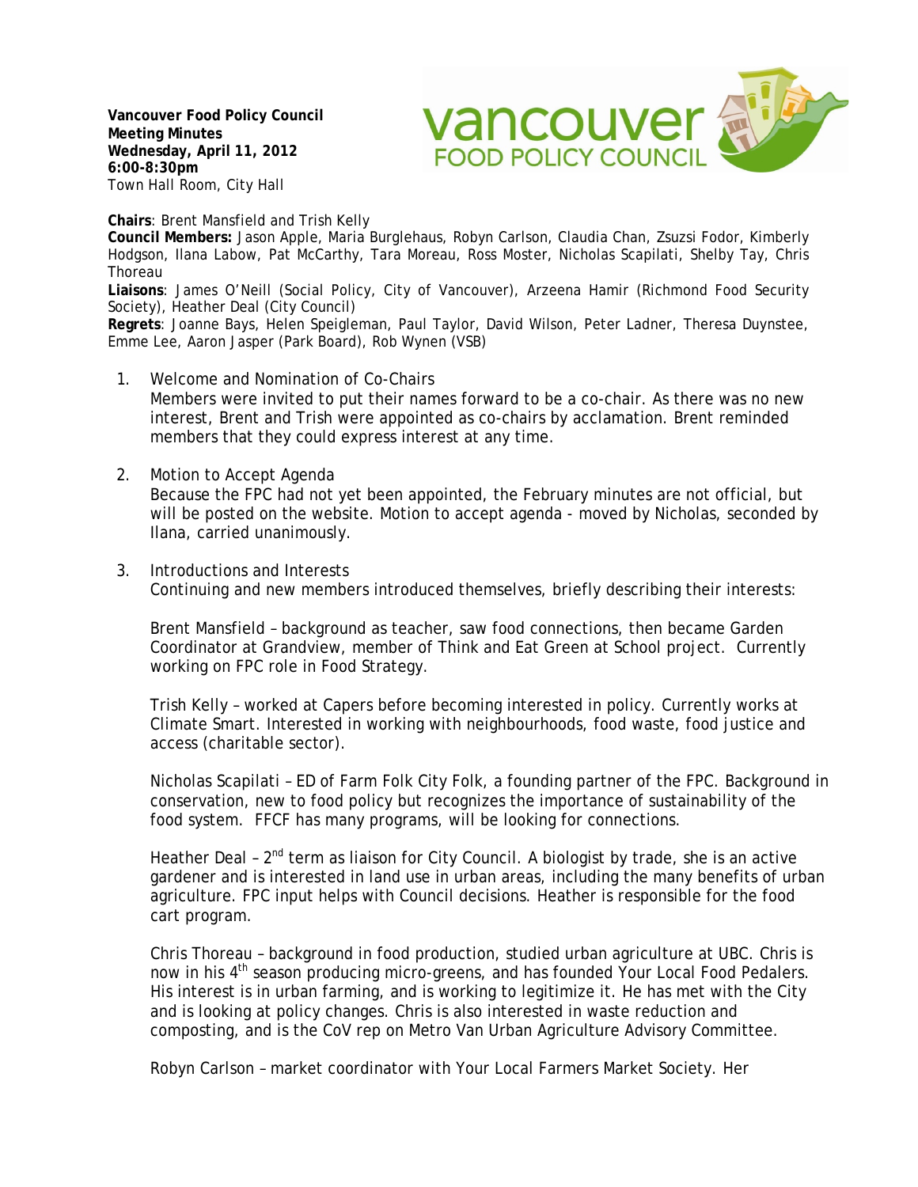**Vancouver Food Policy Council**
**Meeting Minutes**
**Wednesday, April 11, 2012**
**6:00-8:30pm**
Town Hall Room, City Hall

**Chairs**: Brent Mansfield and Trish Kelly
**Council Members:** Jason Apple, Maria Burglehaus, Robyn Carlson, Claudia Chan, Zsuzsi Fodor, Kimberly Hodgson, Ilana Labow, Pat McCarthy, Tara Moreau, Ross Moster, Nicholas Scapilati, Shelby Tay, Chris Thoreau
**Liaisons**: James O'Neill (Social Policy, City of Vancouver), Arzeena Hamir (Richmond Food Security Society), Heather Deal (City Council)
**Regrets**: Joanne Bays, Helen Speigleman, Paul Taylor, David Wilson, Peter Ladner, Theresa Duynstee, Emme Lee, Aaron Jasper (Park Board), Rob Wynen (VSB)

1. Welcome and Nomination of Co-Chairs
   Members were invited to put their names forward to be a co-chair. As there was no new interest, Brent and Trish were appointed as co-chairs by acclamation. Brent reminded members that they could express interest at any time.

2. Motion to Accept Agenda
   Because the FPC had not yet been appointed, the February minutes are not official, but will be posted on the website. Motion to accept agenda - moved by Nicholas, seconded by Ilana, carried unanimously.

3. Introductions and Interests
   Continuing and new members introduced themselves, briefly describing their interests:

   Brent Mansfield – background as teacher, saw food connections, then became Garden Coordinator at Grandview, member of Think and Eat Green at School project. Currently working on FPC role in Food Strategy.

   Trish Kelly – worked at Capers before becoming interested in policy. Currently works at Climate Smart. Interested in working with neighbourhoods, food waste, food justice and access (charitable sector).

   Nicholas Scapilati – ED of Farm Folk City Folk, a founding partner of the FPC. Background in conservation, new to food policy but recognizes the importance of sustainability of the food system. FFCF has many programs, will be looking for connections.

   Heather Deal – 2nd term as liaison for City Council. A biologist by trade, she is an active gardener and is interested in land use in urban areas, including the many benefits of urban agriculture. FPC input helps with Council decisions. Heather is responsible for the food cart program.

   Chris Thoreau – background in food production, studied urban agriculture at UBC. Chris is now in his 4th season producing micro-greens, and has founded Your Local Food Pedalers. His interest is in urban farming, and is working to legitimize it. He has met with the City and is looking at policy changes. Chris is also interested in waste reduction and composting, and is the CoV rep on Metro Van Urban Agriculture Advisory Committee.

   Robyn Carlson – market coordinator with Your Local Farmers Market Society. Her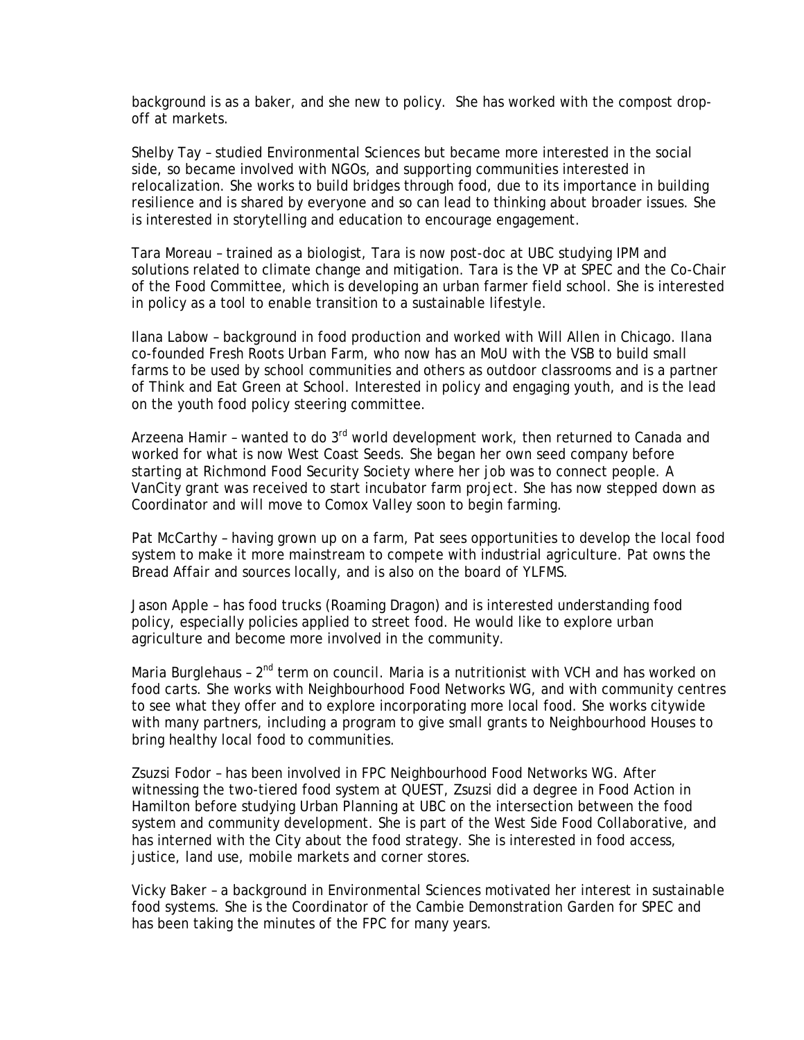background is as a baker, and she new to policy. She has worked with the compost drop-off at markets.

Shelby Tay – studied Environmental Sciences but became more interested in the social side, so became involved with NGOs, and supporting communities interested in relocalization. She works to build bridges through food, due to its importance in building resilience and is shared by everyone and so can lead to thinking about broader issues. She is interested in storytelling and education to encourage engagement.

Tara Moreau – trained as a biologist, Tara is now post-doc at UBC studying IPM and solutions related to climate change and mitigation. Tara is the VP at SPEC and the Co-Chair of the Food Committee, which is developing an urban farmer field school. She is interested in policy as a tool to enable transition to a sustainable lifestyle.

Ilana Labow – background in food production and worked with Will Allen in Chicago. Ilana co-founded Fresh Roots Urban Farm, who now has an MoU with the VSB to build small farms to be used by school communities and others as outdoor classrooms and is a partner of Think and Eat Green at School. Interested in policy and engaging youth, and is the lead on the youth food policy steering committee.

Arzeena Hamir – wanted to do 3rd world development work, then returned to Canada and worked for what is now West Coast Seeds. She began her own seed company before starting at Richmond Food Security Society where her job was to connect people. A VanCity grant was received to start incubator farm project. She has now stepped down as Coordinator and will move to Comox Valley soon to begin farming.

Pat McCarthy – having grown up on a farm, Pat sees opportunities to develop the local food system to make it more mainstream to compete with industrial agriculture. Pat owns the Bread Affair and sources locally, and is also on the board of YLFMS.

Jason Apple – has food trucks (Roaming Dragon) and is interested understanding food policy, especially policies applied to street food. He would like to explore urban agriculture and become more involved in the community.

Maria Burglehaus – 2nd term on council. Maria is a nutritionist with VCH and has worked on food carts. She works with Neighbourhood Food Networks WG, and with community centres to see what they offer and to explore incorporating more local food. She works citywide with many partners, including a program to give small grants to Neighbourhood Houses to bring healthy local food to communities.

Zsuzsi Fodor – has been involved in FPC Neighbourhood Food Networks WG. After witnessing the two-tiered food system at QUEST, Zsuzsi did a degree in Food Action in Hamilton before studying Urban Planning at UBC on the intersection between the food system and community development. She is part of the West Side Food Collaborative, and has interned with the City about the food strategy. She is interested in food access, justice, land use, mobile markets and corner stores.

Vicky Baker – a background in Environmental Sciences motivated her interest in sustainable food systems. She is the Coordinator of the Cambie Demonstration Garden for SPEC and has been taking the minutes of the FPC for many years.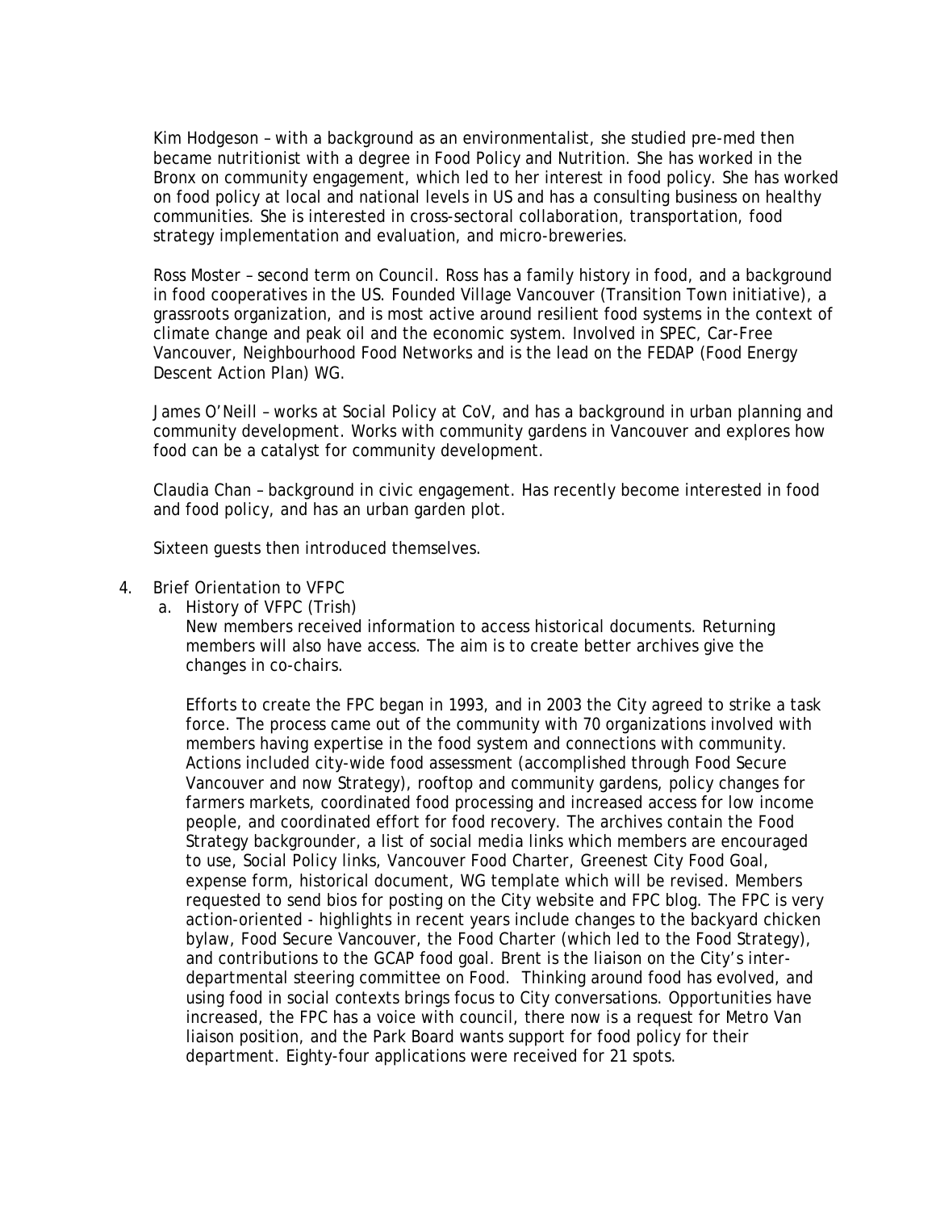Kim Hodgeson – with a background as an environmentalist, she studied pre-med then became nutritionist with a degree in Food Policy and Nutrition. She has worked in the Bronx on community engagement, which led to her interest in food policy. She has worked on food policy at local and national levels in US and has a consulting business on healthy communities. She is interested in cross-sectoral collaboration, transportation, food strategy implementation and evaluation, and micro-breweries.

Ross Moster – second term on Council. Ross has a family history in food, and a background in food cooperatives in the US. Founded Village Vancouver (Transition Town initiative), a grassroots organization, and is most active around resilient food systems in the context of climate change and peak oil and the economic system. Involved in SPEC, Car-Free Vancouver, Neighbourhood Food Networks and is the lead on the FEDAP (Food Energy Descent Action Plan) WG.

James O'Neill – works at Social Policy at CoV, and has a background in urban planning and community development. Works with community gardens in Vancouver and explores how food can be a catalyst for community development.

Claudia Chan – background in civic engagement. Has recently become interested in food and food policy, and has an urban garden plot.

Sixteen guests then introduced themselves.

4. Brief Orientation to VFPC
   a. History of VFPC (Trish)
      New members received information to access historical documents. Returning members will also have access. The aim is to create better archives give the changes in co-chairs.

      Efforts to create the FPC began in 1993, and in 2003 the City agreed to strike a task force. The process came out of the community with 70 organizations involved with members having expertise in the food system and connections with community. Actions included city-wide food assessment (accomplished through Food Secure Vancouver and now Strategy), rooftop and community gardens, policy changes for farmers markets, coordinated food processing and increased access for low income people, and coordinated effort for food recovery. The archives contain the Food Strategy backgrounder, a list of social media links which members are encouraged to use, Social Policy links, Vancouver Food Charter, Greenest City Food Goal, expense form, historical document, WG template which will be revised. Members requested to send bios for posting on the City website and FPC blog. The FPC is very action-oriented - highlights in recent years include changes to the backyard chicken bylaw, Food Secure Vancouver, the Food Charter (which led to the Food Strategy), and contributions to the GCAP food goal. Brent is the liaison on the City's inter-departmental steering committee on Food. Thinking around food has evolved, and using food in social contexts brings focus to City conversations. Opportunities have increased, the FPC has a voice with council, there now is a request for Metro Van liaison position, and the Park Board wants support for food policy for their department. Eighty-four applications were received for 21 spots.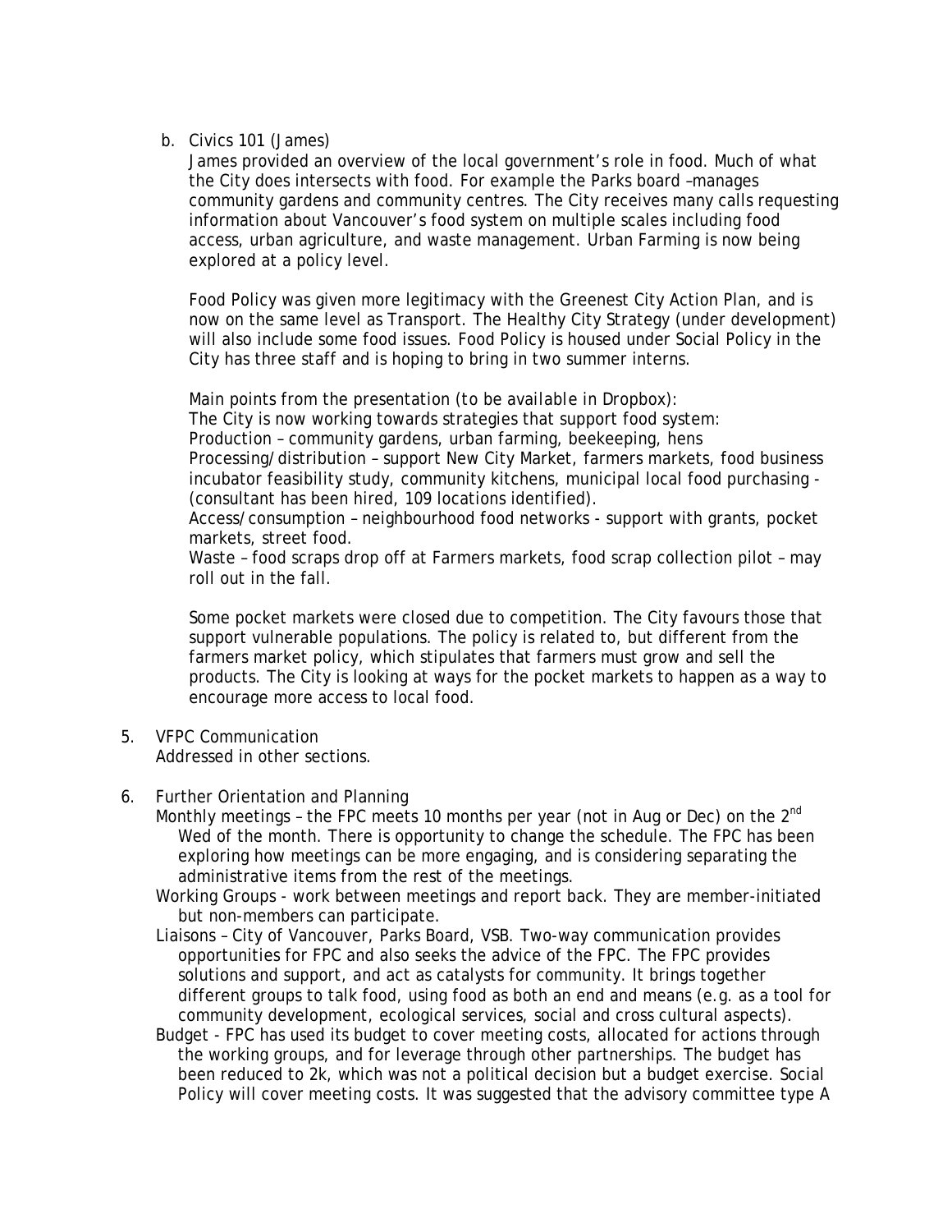b. Civics 101 (James)

James provided an overview of the local government's role in food. Much of what the City does intersects with food. For example the Parks board –manages community gardens and community centres. The City receives many calls requesting information about Vancouver's food system on multiple scales including food access, urban agriculture, and waste management. Urban Farming is now being explored at a policy level.

Food Policy was given more legitimacy with the Greenest City Action Plan, and is now on the same level as Transport. The Healthy City Strategy (under development) will also include some food issues. Food Policy is housed under Social Policy in the City has three staff and is hoping to bring in two summer interns.

Main points from the presentation (to be available in Dropbox):
The City is now working towards strategies that support food system:
Production – community gardens, urban farming, beekeeping, hens
Processing/distribution – support New City Market, farmers markets, food business incubator feasibility study, community kitchens, municipal local food purchasing - (consultant has been hired, 109 locations identified).
Access/consumption – neighbourhood food networks - support with grants, pocket markets, street food.
Waste – food scraps drop off at Farmers markets, food scrap collection pilot – may roll out in the fall.

Some pocket markets were closed due to competition. The City favours those that support vulnerable populations. The policy is related to, but different from the farmers market policy, which stipulates that farmers must grow and sell the products. The City is looking at ways for the pocket markets to happen as a way to encourage more access to local food.

5. VFPC Communication
   Addressed in other sections.

6. Further Orientation and Planning
   - Monthly meetings – the FPC meets 10 months per year (not in Aug or Dec) on the 2nd Wed of the month. There is opportunity to change the schedule. The FPC has been exploring how meetings can be more engaging, and is considering separating the administrative items from the rest of the meetings.
   - Working Groups - work between meetings and report back. They are member-initiated but non-members can participate.
   - Liaisons – City of Vancouver, Parks Board, VSB. Two-way communication provides opportunities for FPC and also seeks the advice of the FPC. The FPC provides solutions and support, and act as catalysts for community. It brings together different groups to talk food, using food as both an end and means (e.g. as a tool for community development, ecological services, social and cross cultural aspects).
   - Budget - FPC has used its budget to cover meeting costs, allocated for actions through the working groups, and for leverage through other partnerships. The budget has been reduced to 2k, which was not a political decision but a budget exercise. Social Policy will cover meeting costs. It was suggested that the advisory committee type A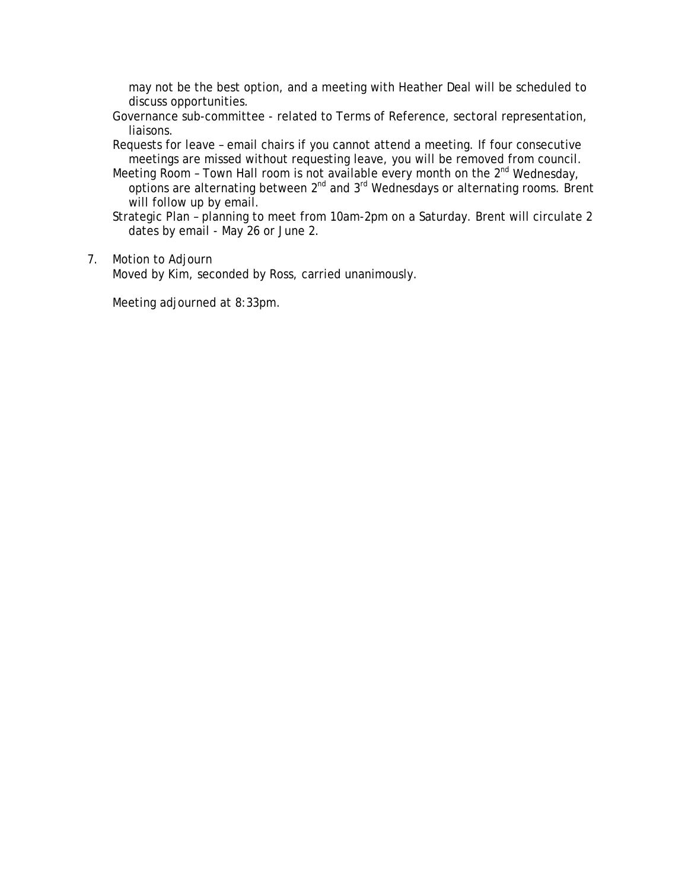may not be the best option, and a meeting with Heather Deal will be scheduled to discuss opportunities.

Governance sub-committee - related to Terms of Reference, sectoral representation, liaisons.

Requests for leave – email chairs if you cannot attend a meeting. If four consecutive meetings are missed without requesting leave, you will be removed from council.

Meeting Room – Town Hall room is not available every month on the 2nd Wednesday, options are alternating between 2nd and 3rd Wednesdays or alternating rooms. Brent will follow up by email.

Strategic Plan – planning to meet from 10am-2pm on a Saturday. Brent will circulate 2 dates by email - May 26 or June 2.

7. Motion to Adjourn

   Moved by Kim, seconded by Ross, carried unanimously.

   Meeting adjourned at 8:33pm.